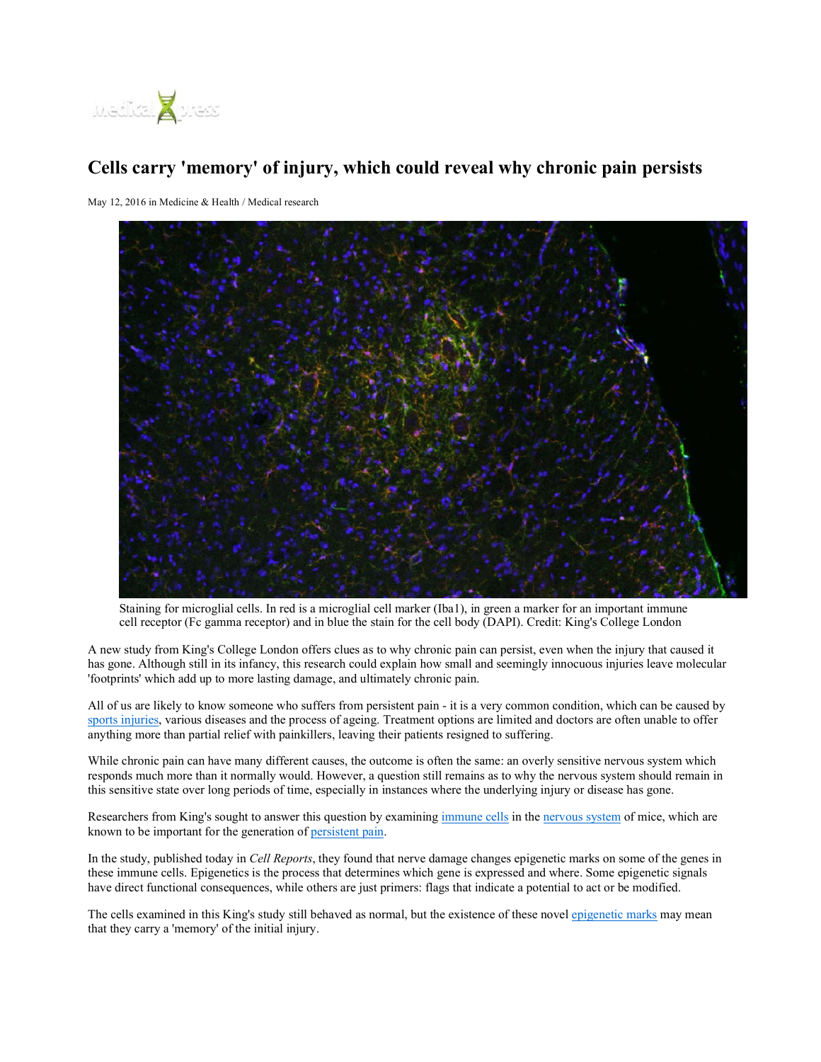# Cells carry 'memory' of injury, which could reveal why chronic pain persists

May 12, 2016 in Medicine & Health / Medical research

Staining for microglial cells. In red is a microglial cell marker (Iba1), in green a marker for an important immune cell receptor (Fc gamma receptor) and in blue the stain for the cell body (DAPI). Credit: King's College London

A new study from King's College London offers clues as to why chronic pain can persist, even when the injury that caused it has gone. Although still in its infancy, this research could explain how small and seemingly innocuous injuries leave molecular 'footprints' which add up to more lasting damage, and ultimately chronic pain.

All of us are likely to know someone who suffers from persistent pain - it is a very common condition, which can be caused by sports injuries, various diseases and the process of ageing. Treatment options are limited and doctors are often unable to offer anything more than partial relief with painkillers, leaving their patients resigned to suffering.

While chronic pain can have many different causes, the outcome is often the same: an overly sensitive nervous system which responds much more than it normally would. However, a question still remains as to why the nervous system should remain in this sensitive state over long periods of time, especially in instances where the underlying injury or disease has gone.

Researchers from King's sought to answer this question by examining immune cells in the nervous system of mice, which are known to be important for the generation of persistent pain.

In the study, published today in *Cell Reports*, they found that nerve damage changes epigenetic marks on some of the genes in these immune cells. Epigenetics is the process that determines which gene is expressed and where. Some epigenetic signals have direct functional consequences, while others are just primers: flags that indicate a potential to act or be modified.

The cells examined in this King's study still behaved as normal, but the existence of these novel epigenetic marks may mean that they carry a 'memory' of the initial injury.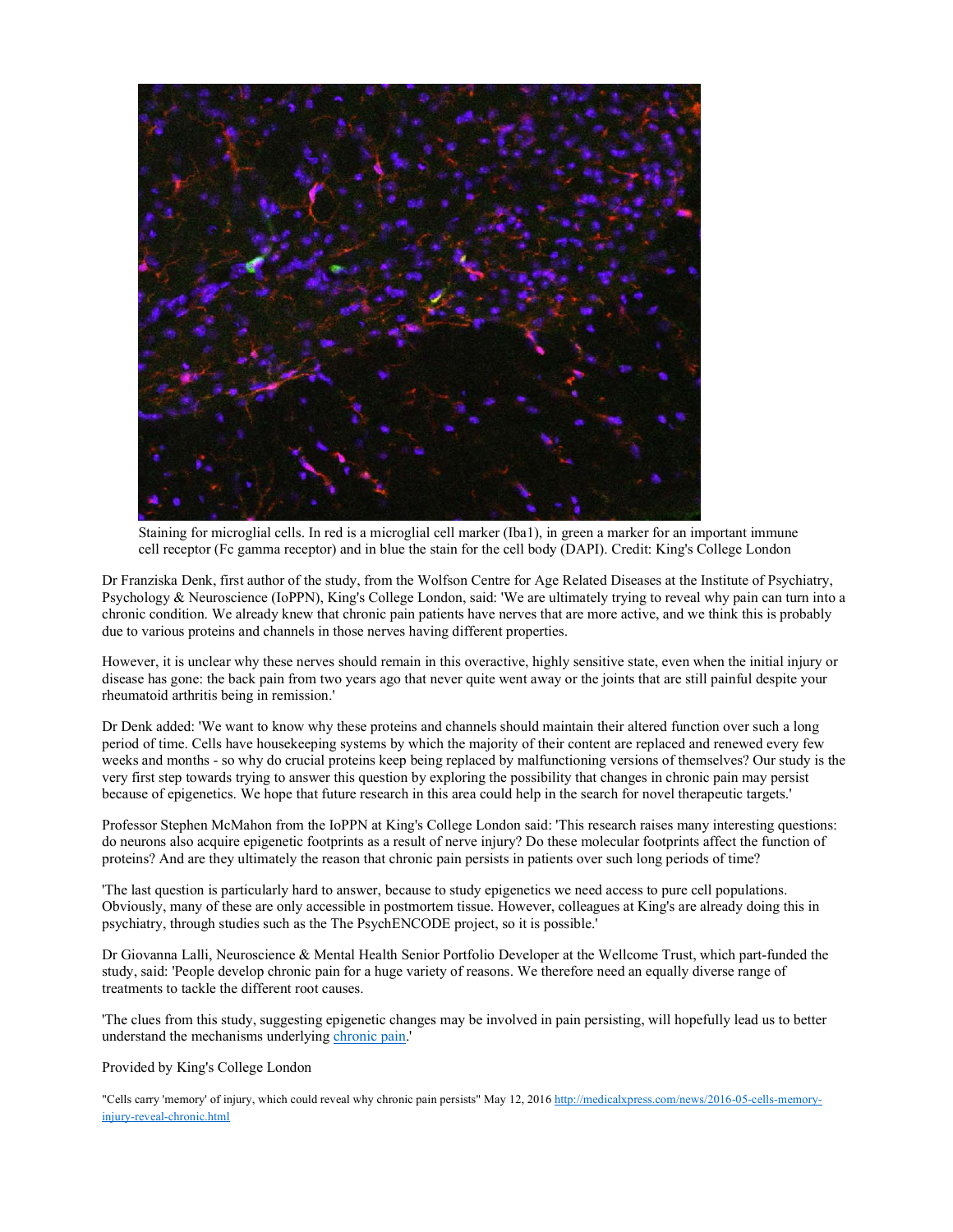Staining for microglial cells. In red is a microglial cell marker (Iba1), in green a marker for an important immune cell receptor (Fc gamma receptor) and in blue the stain for the cell body (DAPI). Credit: King's College London

Dr Franziska Denk, first author of the study, from the Wolfson Centre for Age Related Diseases at the Institute of Psychiatry, Psychology & Neuroscience (IoPPN), King's College London, said: 'We are ultimately trying to reveal why pain can turn into a chronic condition. We already knew that chronic pain patients have nerves that are more active, and we think this is probably due to various proteins and channels in those nerves having different properties.

However, it is unclear why these nerves should remain in this overactive, highly sensitive state, even when the initial injury or disease has gone: the back pain from two years ago that never quite went away or the joints that are still painful despite your rheumatoid arthritis being in remission.'

Dr Denk added: 'We want to know why these proteins and channels should maintain their altered function over such a long period of time. Cells have housekeeping systems by which the majority of their content are replaced and renewed every few weeks and months - so why do crucial proteins keep being replaced by malfunctioning versions of themselves? Our study is the very first step towards trying to answer this question by exploring the possibility that changes in chronic pain may persist because of epigenetics. We hope that future research in this area could help in the search for novel therapeutic targets.'

Professor Stephen McMahon from the IoPPN at King's College London said: 'This research raises many interesting questions: do neurons also acquire epigenetic footprints as a result of nerve injury? Do these molecular footprints affect the function of proteins? And are they ultimately the reason that chronic pain persists in patients over such long periods of time?

'The last question is particularly hard to answer, because to study epigenetics we need access to pure cell populations. Obviously, many of these are only accessible in postmortem tissue. However, colleagues at King's are already doing this in psychiatry, through studies such as the The PsychENCODE project, so it is possible.'

Dr Giovanna Lalli, Neuroscience & Mental Health Senior Portfolio Developer at the Wellcome Trust, which part-funded the study, said: 'People develop chronic pain for a huge variety of reasons. We therefore need an equally diverse range of treatments to tackle the different root causes.

'The clues from this study, suggesting epigenetic changes may be involved in pain persisting, will hopefully lead us to better understand the mechanisms underlying [chronic pain](http://medicalxpress.com/tags/chronic+pain/).'

Provided by King's College London

"Cells carry 'memory' of injury, which could reveal why chronic pain persists" May 12, 2016 [http://medicalxpress.com/news/2016-05-cells-memory-injury-reveal-chronic.html](http://medicalxpress.com/news/2016-05-cells-memory-injury-reveal-chronic.html)